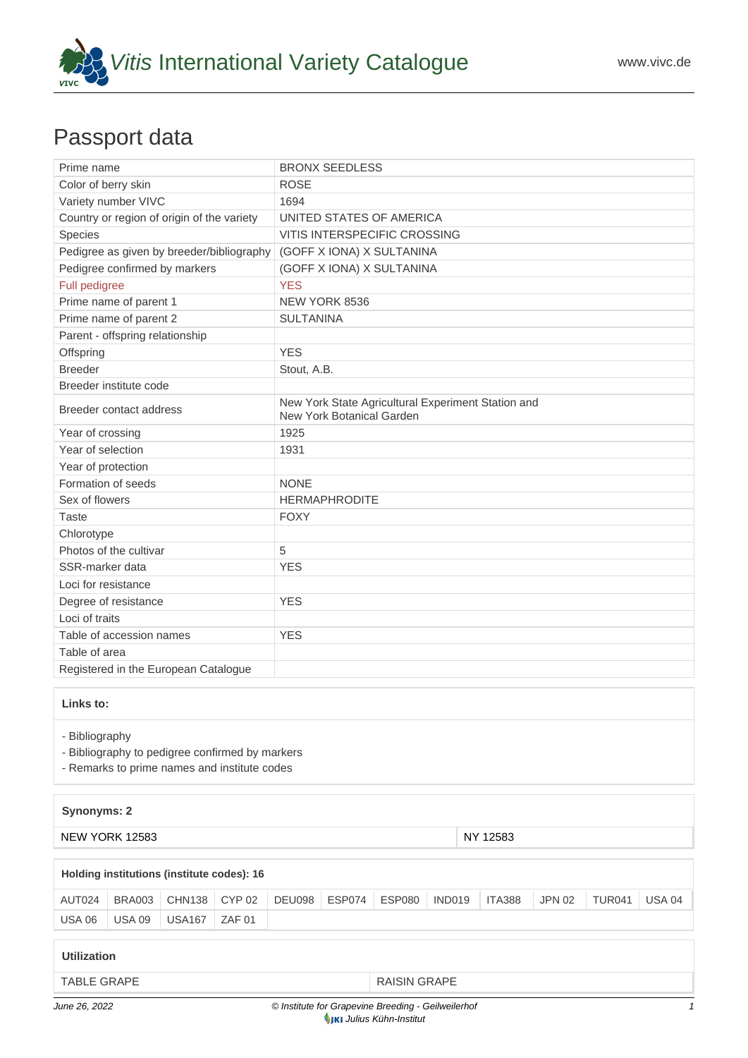# *Vitis* International Variety Catalogue

www.vivc.de

## Passport data

| | |
|---|---|
| Prime name | BRONX SEEDLESS |
| Color of berry skin | ROSE |
| Variety number VIVC | 1694 |
| Country or region of origin of the variety | UNITED STATES OF AMERICA |
| Species | VITIS INTERSPECIFIC CROSSING |
| Pedigree as given by breeder/bibliography | (GOFF X IONA) X SULTANINA |
| Pedigree confirmed by markers | (GOFF X IONA) X SULTANINA |
| Full pedigree | YES |
| Prime name of parent 1 | NEW YORK 8536 |
| Prime name of parent 2 | SULTANINA |
| Parent - offspring relationship | |
| Offspring | YES |
| Breeder | Stout, A.B. |
| Breeder institute code | |
| Breeder contact address | New York State Agricultural Experiment Station and New York Botanical Garden |
| Year of crossing | 1925 |
| Year of selection | 1931 |
| Year of protection | |
| Formation of seeds | NONE |
| Sex of flowers | HERMAPHRODITE |
| Taste | FOXY |
| Chlorotype | |
| Photos of the cultivar | 5 |
| SSR-marker data | YES |
| Loci for resistance | |
| Degree of resistance | YES |
| Loci of traits | |
| Table of accession names | YES |
| Table of area | |
| Registered in the European Catalogue | |

**Links to:**

- Bibliography
- Bibliography to pedigree confirmed by markers
- Remarks to prime names and institute codes

**Synonyms: 2**

| | |
|---|---|
| NEW YORK 12583 | NY 12583 |

**Holding institutions (institute codes): 16**

| | | | | | | | | | | | |
|---|---|---|---|---|---|---|---|---|---|---|---|
| AUT024 | BRA003 | CHN138 | CYP 02 | DEU098 | ESP074 | ESP080 | IND019 | ITA388 | JPN 02 | TUR041 | USA 04 |
| USA 06 | USA 09 | USA167 | ZAF 01 | | | | | | | | |

**Utilization**

| | |
|---|---|
| TABLE GRAPE | RAISIN GRAPE |

June 26, 2022 — © Institute for Grapevine Breeding - Geilweilerhof — JKI Julius Kühn-Institut